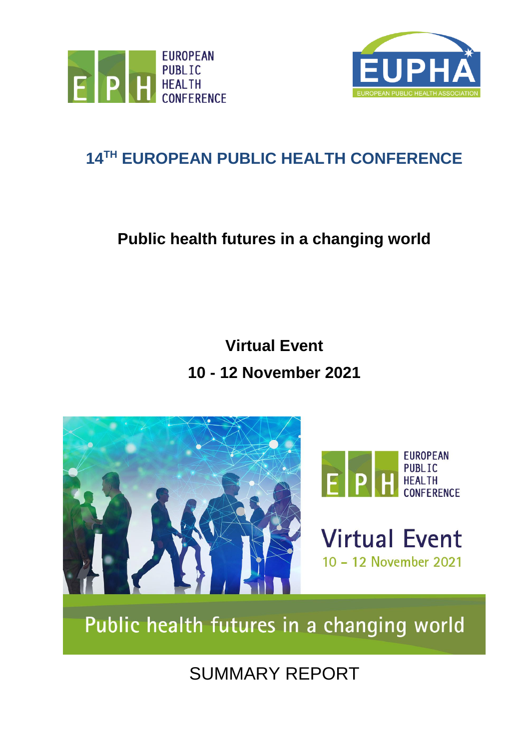# 14TH EUROPEAN PUBLIC HEALTH CONFERENCE

## Public health futures in a changing world

**Virtual Event**

**10 - 12 November 2021**

SUMMARY REPORT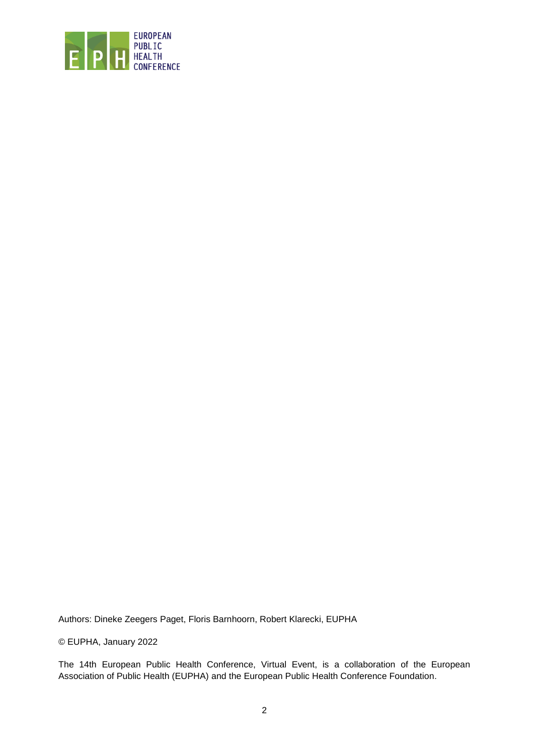Authors: Dineke Zeegers Paget, Floris Barnhoorn, Robert Klarecki, EUPHA

© EUPHA, January 2022

The 14th European Public Health Conference, Virtual Event, is a collaboration of the European Association of Public Health (EUPHA) and the European Public Health Conference Foundation.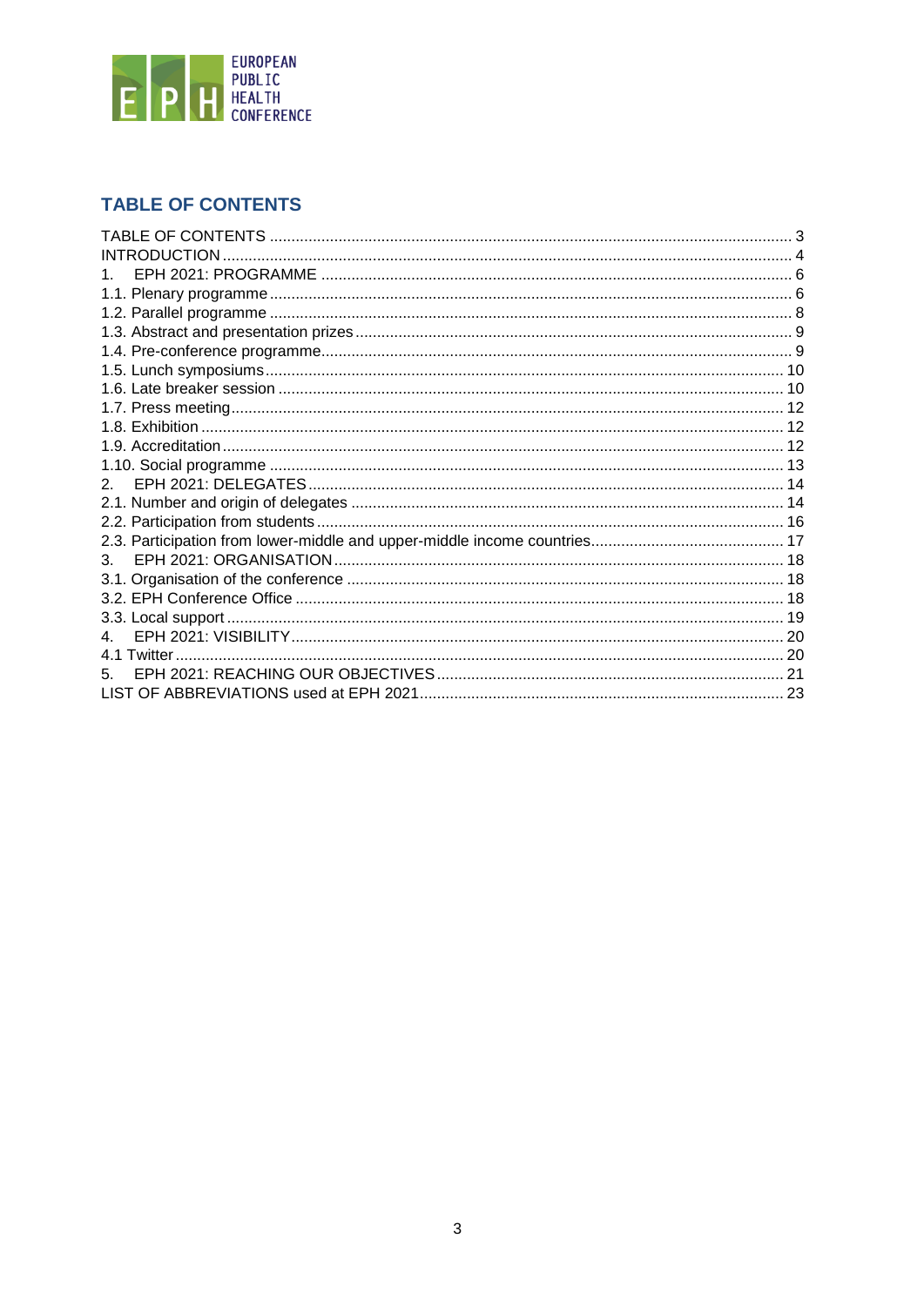## TABLE OF CONTENTS

TABLE OF CONTENTS ........ 3
INTRODUCTION ........ 4
1. EPH 2021: PROGRAMME ........ 6
1.1. Plenary programme ........ 6
1.2. Parallel programme ........ 8
1.3. Abstract and presentation prizes ........ 9
1.4. Pre-conference programme ........ 9
1.5. Lunch symposiums ........ 10
1.6. Late breaker session ........ 10
1.7. Press meeting ........ 12
1.8. Exhibition ........ 12
1.9. Accreditation ........ 12
1.10. Social programme ........ 13
2. EPH 2021: DELEGATES ........ 14
2.1. Number and origin of delegates ........ 14
2.2. Participation from students ........ 16
2.3. Participation from lower-middle and upper-middle income countries ........ 17
3. EPH 2021: ORGANISATION ........ 18
3.1. Organisation of the conference ........ 18
3.2. EPH Conference Office ........ 18
3.3. Local support ........ 19
4. EPH 2021: VISIBILITY ........ 20
4.1 Twitter ........ 20
5. EPH 2021: REACHING OUR OBJECTIVES ........ 21
LIST OF ABBREVIATIONS used at EPH 2021 ........ 23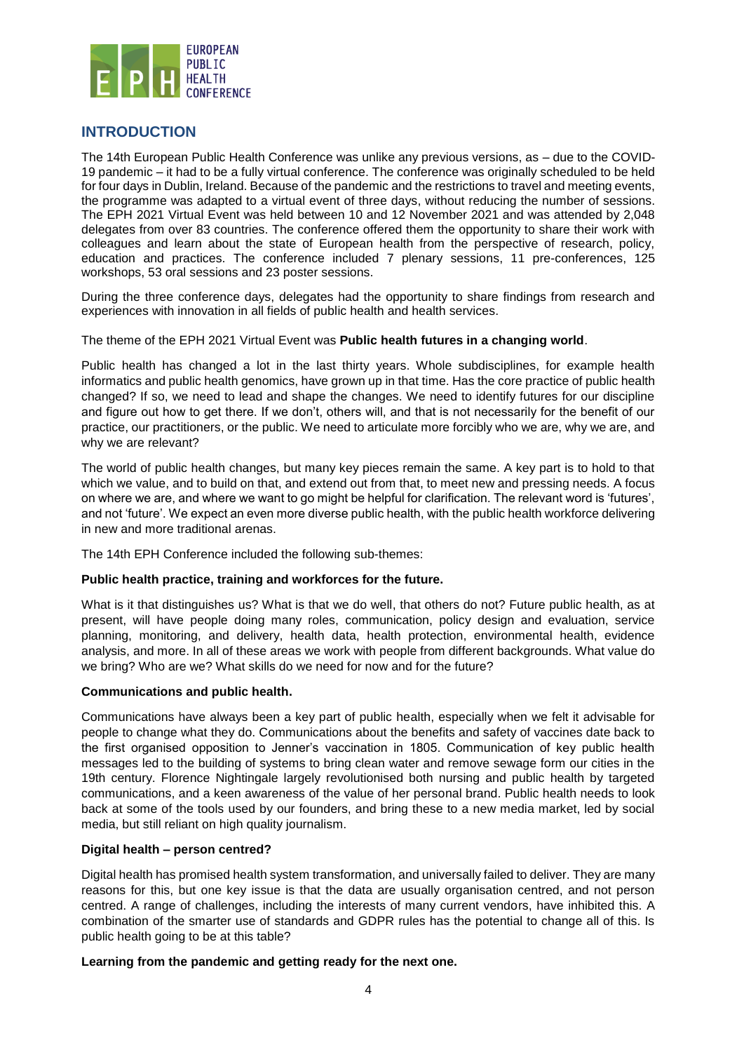## INTRODUCTION

The 14th European Public Health Conference was unlike any previous versions, as – due to the COVID-19 pandemic – it had to be a fully virtual conference. The conference was originally scheduled to be held for four days in Dublin, Ireland. Because of the pandemic and the restrictions to travel and meeting events, the programme was adapted to a virtual event of three days, without reducing the number of sessions. The EPH 2021 Virtual Event was held between 10 and 12 November 2021 and was attended by 2,048 delegates from over 83 countries. The conference offered them the opportunity to share their work with colleagues and learn about the state of European health from the perspective of research, policy, education and practices. The conference included 7 plenary sessions, 11 pre-conferences, 125 workshops, 53 oral sessions and 23 poster sessions.

During the three conference days, delegates had the opportunity to share findings from research and experiences with innovation in all fields of public health and health services.

The theme of the EPH 2021 Virtual Event was **Public health futures in a changing world**.

Public health has changed a lot in the last thirty years. Whole subdisciplines, for example health informatics and public health genomics, have grown up in that time. Has the core practice of public health changed? If so, we need to lead and shape the changes. We need to identify futures for our discipline and figure out how to get there. If we don't, others will, and that is not necessarily for the benefit of our practice, our practitioners, or the public. We need to articulate more forcibly who we are, why we are, and why we are relevant?

The world of public health changes, but many key pieces remain the same. A key part is to hold to that which we value, and to build on that, and extend out from that, to meet new and pressing needs. A focus on where we are, and where we want to go might be helpful for clarification. The relevant word is 'futures', and not 'future'. We expect an even more diverse public health, with the public health workforce delivering in new and more traditional arenas.

The 14th EPH Conference included the following sub-themes:

**Public health practice, training and workforces for the future.**

What is it that distinguishes us? What is that we do well, that others do not? Future public health, as at present, will have people doing many roles, communication, policy design and evaluation, service planning, monitoring, and delivery, health data, health protection, environmental health, evidence analysis, and more. In all of these areas we work with people from different backgrounds. What value do we bring? Who are we? What skills do we need for now and for the future?

**Communications and public health.**

Communications have always been a key part of public health, especially when we felt it advisable for people to change what they do. Communications about the benefits and safety of vaccines date back to the first organised opposition to Jenner's vaccination in 1805. Communication of key public health messages led to the building of systems to bring clean water and remove sewage form our cities in the 19th century. Florence Nightingale largely revolutionised both nursing and public health by targeted communications, and a keen awareness of the value of her personal brand. Public health needs to look back at some of the tools used by our founders, and bring these to a new media market, led by social media, but still reliant on high quality journalism.

**Digital health – person centred?**

Digital health has promised health system transformation, and universally failed to deliver. They are many reasons for this, but one key issue is that the data are usually organisation centred, and not person centred. A range of challenges, including the interests of many current vendors, have inhibited this. A combination of the smarter use of standards and GDPR rules has the potential to change all of this. Is public health going to be at this table?

**Learning from the pandemic and getting ready for the next one.**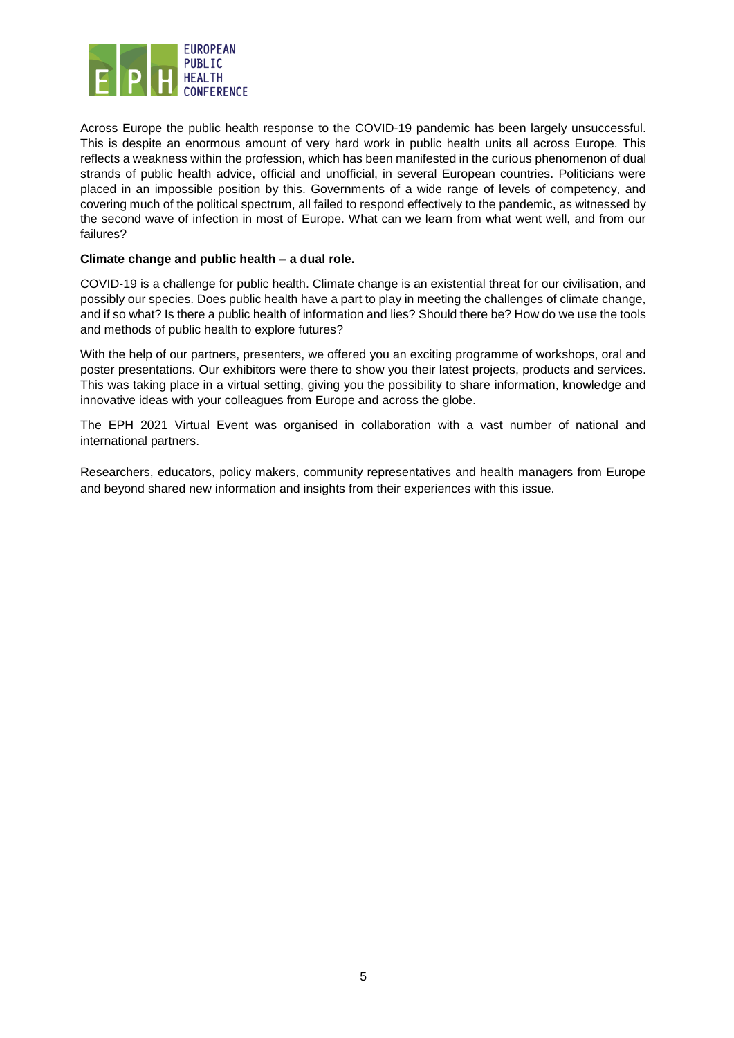Across Europe the public health response to the COVID-19 pandemic has been largely unsuccessful. This is despite an enormous amount of very hard work in public health units all across Europe. This reflects a weakness within the profession, which has been manifested in the curious phenomenon of dual strands of public health advice, official and unofficial, in several European countries. Politicians were placed in an impossible position by this. Governments of a wide range of levels of competency, and covering much of the political spectrum, all failed to respond effectively to the pandemic, as witnessed by the second wave of infection in most of Europe. What can we learn from what went well, and from our failures?

**Climate change and public health – a dual role.**

COVID-19 is a challenge for public health. Climate change is an existential threat for our civilisation, and possibly our species. Does public health have a part to play in meeting the challenges of climate change, and if so what? Is there a public health of information and lies? Should there be? How do we use the tools and methods of public health to explore futures?

With the help of our partners, presenters, we offered you an exciting programme of workshops, oral and poster presentations. Our exhibitors were there to show you their latest projects, products and services. This was taking place in a virtual setting, giving you the possibility to share information, knowledge and innovative ideas with your colleagues from Europe and across the globe.

The EPH 2021 Virtual Event was organised in collaboration with a vast number of national and international partners.

Researchers, educators, policy makers, community representatives and health managers from Europe and beyond shared new information and insights from their experiences with this issue.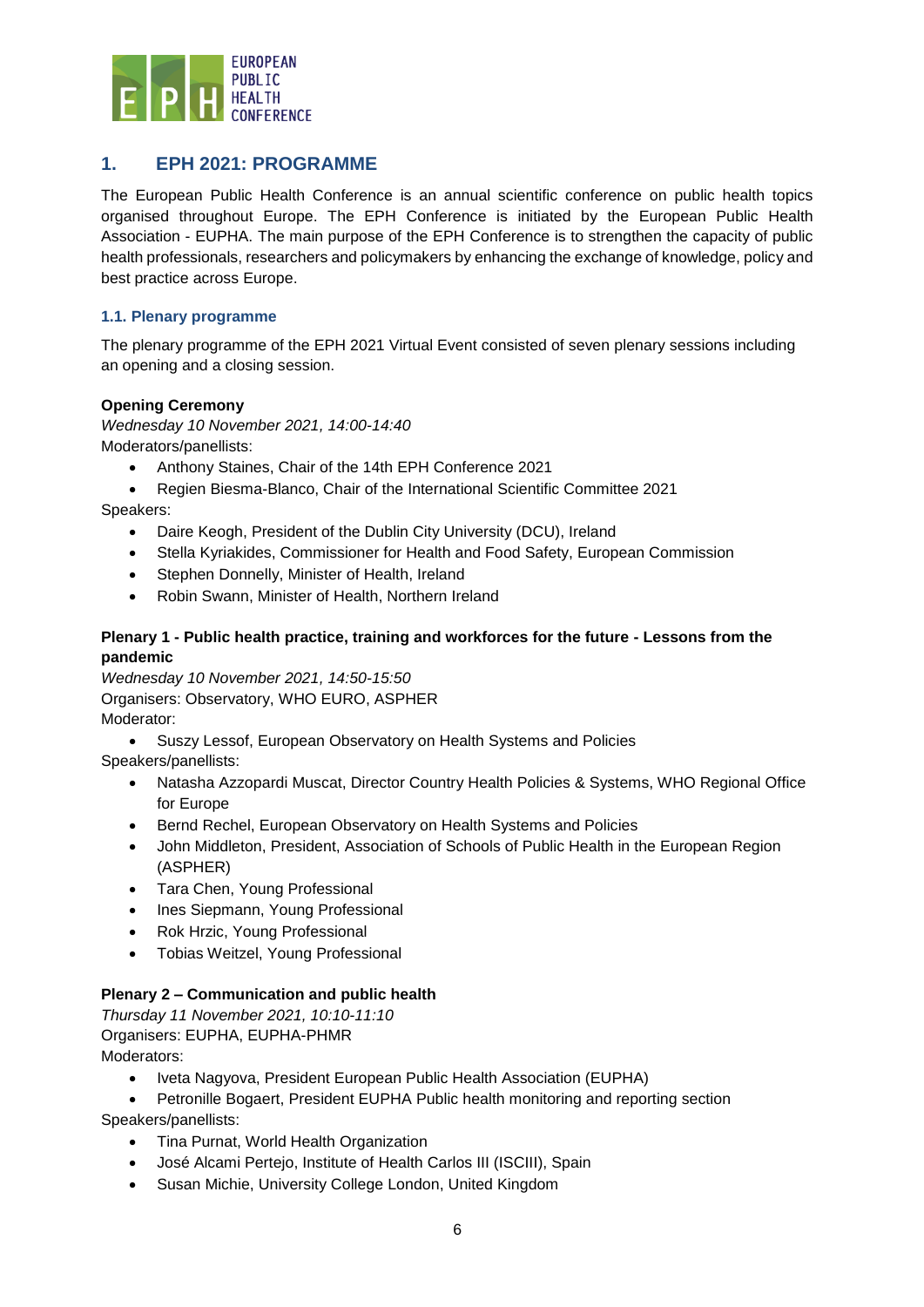## 1. EPH 2021: PROGRAMME

The European Public Health Conference is an annual scientific conference on public health topics organised throughout Europe. The EPH Conference is initiated by the European Public Health Association - EUPHA. The main purpose of the EPH Conference is to strengthen the capacity of public health professionals, researchers and policymakers by enhancing the exchange of knowledge, policy and best practice across Europe.

### 1.1. Plenary programme

The plenary programme of the EPH 2021 Virtual Event consisted of seven plenary sessions including an opening and a closing session.

**Opening Ceremony**

*Wednesday 10 November 2021, 14:00-14:40*

Moderators/panellists:

- Anthony Staines, Chair of the 14th EPH Conference 2021
- Regien Biesma-Blanco, Chair of the International Scientific Committee 2021

Speakers:

- Daire Keogh, President of the Dublin City University (DCU), Ireland
- Stella Kyriakides, Commissioner for Health and Food Safety, European Commission
- Stephen Donnelly, Minister of Health, Ireland
- Robin Swann, Minister of Health, Northern Ireland

**Plenary 1 - Public health practice, training and workforces for the future - Lessons from the pandemic**

*Wednesday 10 November 2021, 14:50-15:50*

Organisers: Observatory, WHO EURO, ASPHER

Moderator:

- Suszy Lessof, European Observatory on Health Systems and Policies

Speakers/panellists:

- Natasha Azzopardi Muscat, Director Country Health Policies & Systems, WHO Regional Office for Europe
- Bernd Rechel, European Observatory on Health Systems and Policies
- John Middleton, President, Association of Schools of Public Health in the European Region (ASPHER)
- Tara Chen, Young Professional
- Ines Siepmann, Young Professional
- Rok Hrzic, Young Professional
- Tobias Weitzel, Young Professional

**Plenary 2 – Communication and public health**

*Thursday 11 November 2021, 10:10-11:10*

Organisers: EUPHA, EUPHA-PHMR

Moderators:

- Iveta Nagyova, President European Public Health Association (EUPHA)
- Petronille Bogaert, President EUPHA Public health monitoring and reporting section

Speakers/panellists:

- Tina Purnat, World Health Organization
- José Alcami Pertejo, Institute of Health Carlos III (ISCIII), Spain
- Susan Michie, University College London, United Kingdom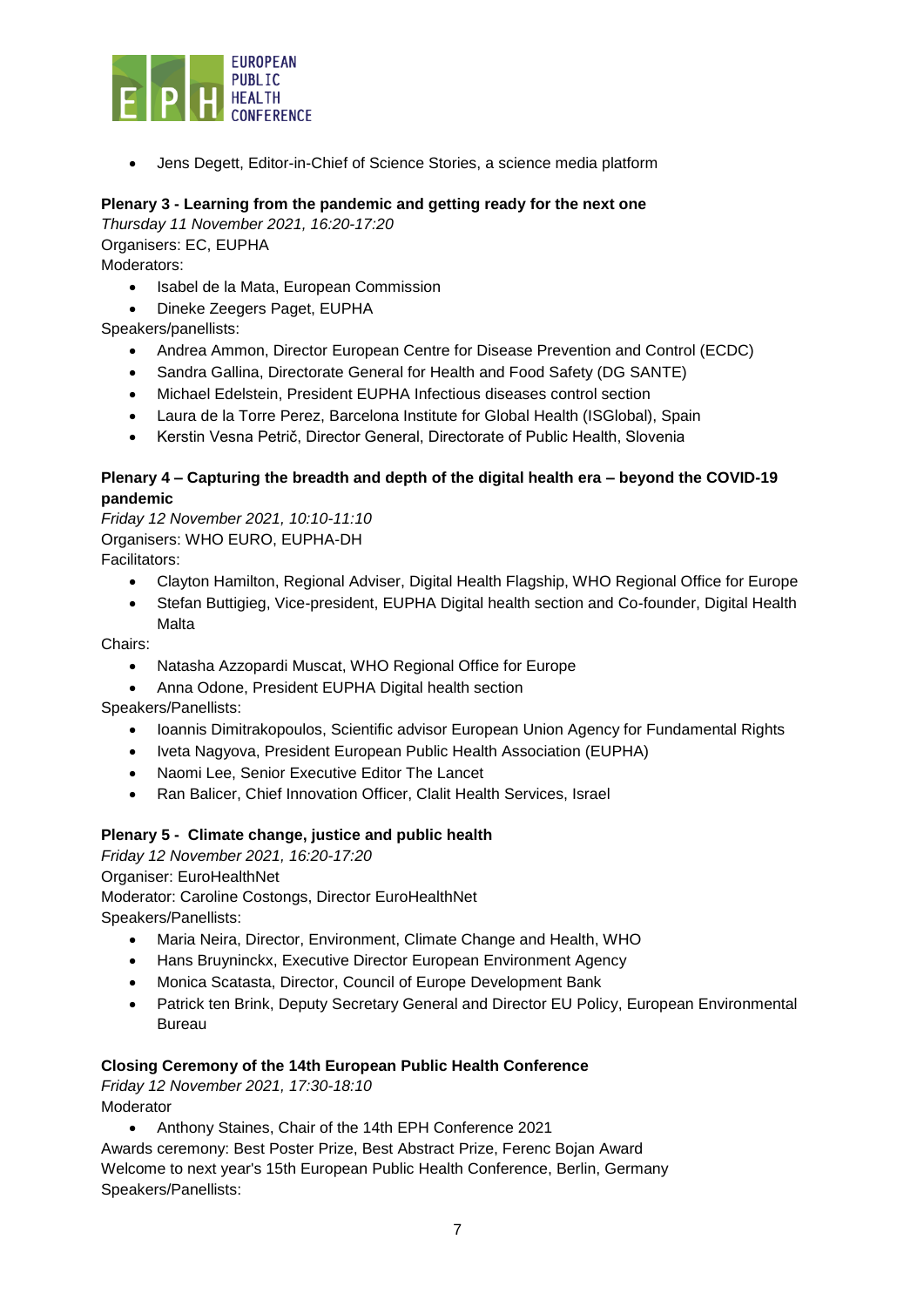- Jens Degett, Editor-in-Chief of Science Stories, a science media platform

**Plenary 3 - Learning from the pandemic and getting ready for the next one**

*Thursday 11 November 2021, 16:20-17:20*

Organisers: EC, EUPHA

Moderators:

- Isabel de la Mata, European Commission
- Dineke Zeegers Paget, EUPHA

Speakers/panellists:

- Andrea Ammon, Director European Centre for Disease Prevention and Control (ECDC)
- Sandra Gallina, Directorate General for Health and Food Safety (DG SANTE)
- Michael Edelstein, President EUPHA Infectious diseases control section
- Laura de la Torre Perez, Barcelona Institute for Global Health (ISGlobal), Spain
- Kerstin Vesna Petrič, Director General, Directorate of Public Health, Slovenia

**Plenary 4 – Capturing the breadth and depth of the digital health era – beyond the COVID-19 pandemic**

*Friday 12 November 2021, 10:10-11:10*

Organisers: WHO EURO, EUPHA-DH

Facilitators:

- Clayton Hamilton, Regional Adviser, Digital Health Flagship, WHO Regional Office for Europe
- Stefan Buttigieg, Vice-president, EUPHA Digital health section and Co-founder, Digital Health Malta

Chairs:

- Natasha Azzopardi Muscat, WHO Regional Office for Europe
- Anna Odone, President EUPHA Digital health section

Speakers/Panellists:

- Ioannis Dimitrakopoulos, Scientific advisor European Union Agency for Fundamental Rights
- Iveta Nagyova, President European Public Health Association (EUPHA)
- Naomi Lee, Senior Executive Editor The Lancet
- Ran Balicer, Chief Innovation Officer, Clalit Health Services, Israel

**Plenary 5 - Climate change, justice and public health**

*Friday 12 November 2021, 16:20-17:20*

Organiser: EuroHealthNet

Moderator: Caroline Costongs, Director EuroHealthNet

Speakers/Panellists:

- Maria Neira, Director, Environment, Climate Change and Health, WHO
- Hans Bruyninckx, Executive Director European Environment Agency
- Monica Scatasta, Director, Council of Europe Development Bank
- Patrick ten Brink, Deputy Secretary General and Director EU Policy, European Environmental Bureau

**Closing Ceremony of the 14th European Public Health Conference**

*Friday 12 November 2021, 17:30-18:10*

Moderator

- Anthony Staines, Chair of the 14th EPH Conference 2021

Awards ceremony: Best Poster Prize, Best Abstract Prize, Ferenc Bojan Award

Welcome to next year's 15th European Public Health Conference, Berlin, Germany

Speakers/Panellists: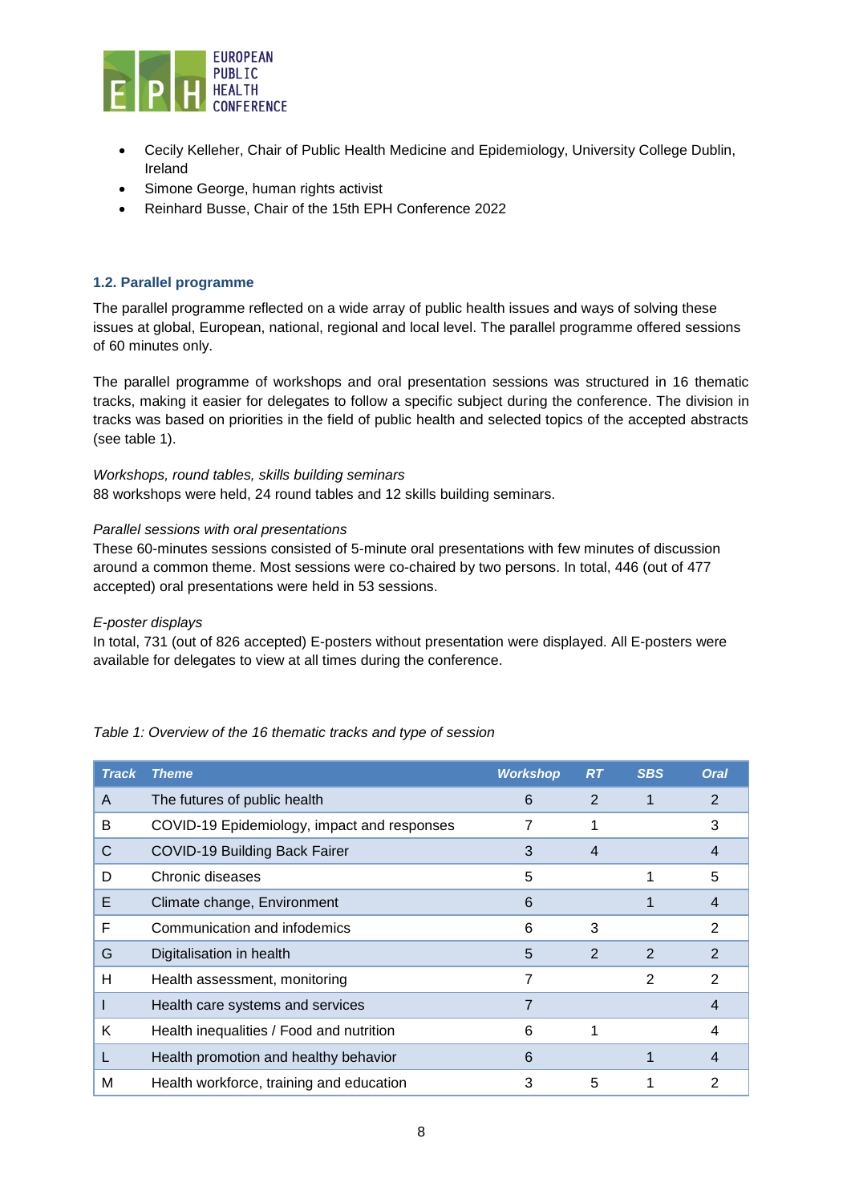- Cecily Kelleher, Chair of Public Health Medicine and Epidemiology, University College Dublin, Ireland
- Simone George, human rights activist
- Reinhard Busse, Chair of the 15th EPH Conference 2022

### 1.2. Parallel programme

The parallel programme reflected on a wide array of public health issues and ways of solving these issues at global, European, national, regional and local level. The parallel programme offered sessions of 60 minutes only.

The parallel programme of workshops and oral presentation sessions was structured in 16 thematic tracks, making it easier for delegates to follow a specific subject during the conference. The division in tracks was based on priorities in the field of public health and selected topics of the accepted abstracts (see table 1).

*Workshops, round tables, skills building seminars*

88 workshops were held, 24 round tables and 12 skills building seminars.

*Parallel sessions with oral presentations*

These 60-minutes sessions consisted of 5-minute oral presentations with few minutes of discussion around a common theme. Most sessions were co-chaired by two persons. In total, 446 (out of 477 accepted) oral presentations were held in 53 sessions.

*E-poster displays*

In total, 731 (out of 826 accepted) E-posters without presentation were displayed. All E-posters were available for delegates to view at all times during the conference.

*Table 1: Overview of the 16 thematic tracks and type of session*

| Track | Theme | Workshop | RT | SBS | Oral |
|---|---|---|---|---|---|
| A | The futures of public health | 6 | 2 | 1 | 2 |
| B | COVID-19 Epidemiology, impact and responses | 7 | 1 | | 3 |
| C | COVID-19 Building Back Fairer | 3 | 4 | | 4 |
| D | Chronic diseases | 5 | | 1 | 5 |
| E | Climate change, Environment | 6 | | 1 | 4 |
| F | Communication and infodemics | 6 | 3 | | 2 |
| G | Digitalisation in health | 5 | 2 | 2 | 2 |
| H | Health assessment, monitoring | 7 | | 2 | 2 |
| I | Health care systems and services | 7 | | | 4 |
| K | Health inequalities / Food and nutrition | 6 | 1 | | 4 |
| L | Health promotion and healthy behavior | 6 | | 1 | 4 |
| M | Health workforce, training and education | 3 | 5 | 1 | 2 |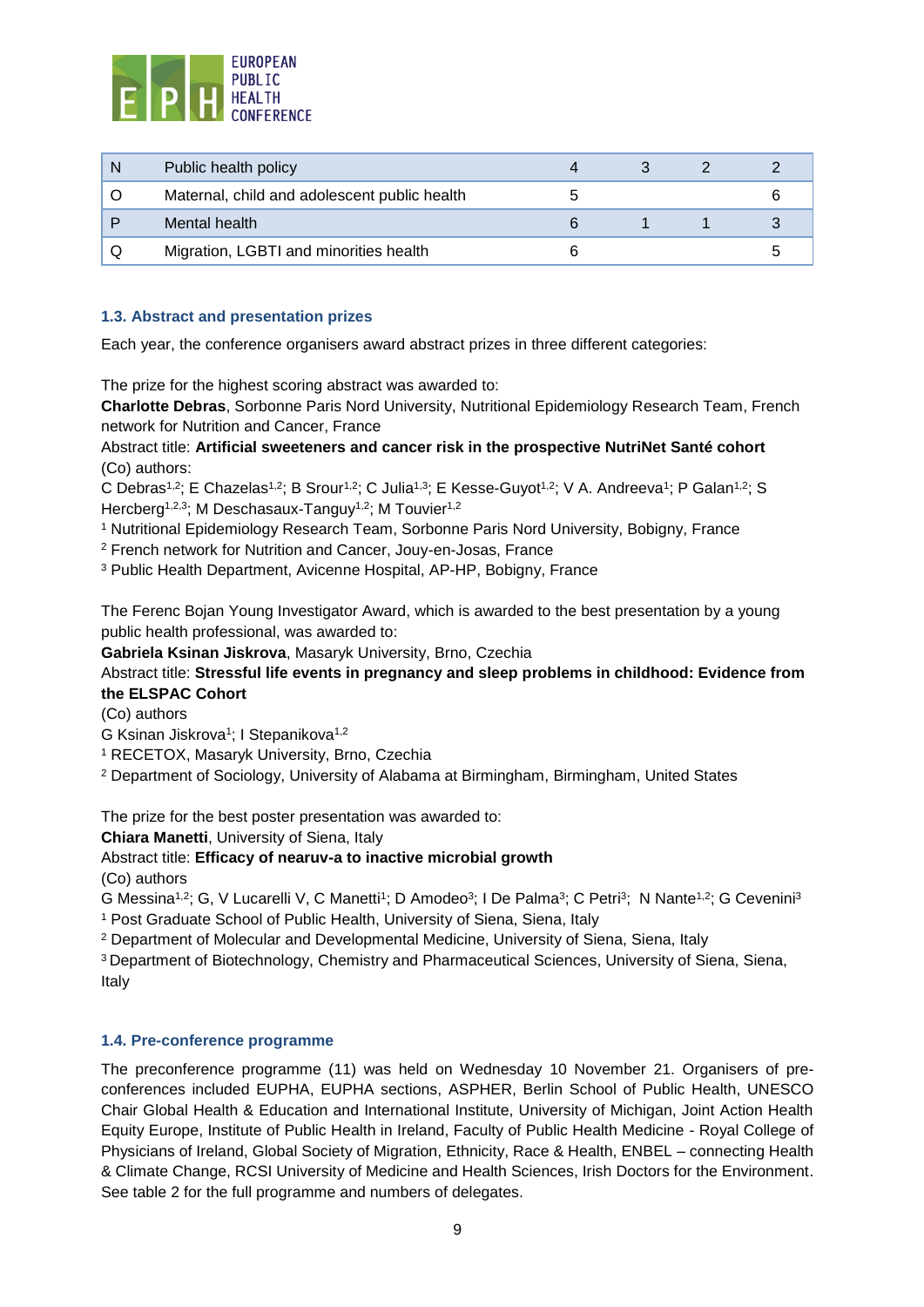| | | | | | |
|---|---|---|---|---|---|
| N | Public health policy | 4 | 3 | 2 | 2 |
| O | Maternal, child and adolescent public health | 5 | | | 6 |
| P | Mental health | 6 | 1 | 1 | 3 |
| Q | Migration, LGBTI and minorities health | 6 | | | 5 |

### 1.3. Abstract and presentation prizes

Each year, the conference organisers award abstract prizes in three different categories:

The prize for the highest scoring abstract was awarded to:
**Charlotte Debras**, Sorbonne Paris Nord University, Nutritional Epidemiology Research Team, French network for Nutrition and Cancer, France
Abstract title: **Artificial sweeteners and cancer risk in the prospective NutriNet Santé cohort**
(Co) authors:
C Debras[1,2]; E Chazelas[1,2]; B Srour[1,2]; C Julia[1,3]; E Kesse-Guyot[1,2]; V A. Andreeva[1]; P Galan[1,2]; S Hercberg[1,2,3]; M Deschasaux-Tanguy[1,2]; M Touvier[1,2]
[1] Nutritional Epidemiology Research Team, Sorbonne Paris Nord University, Bobigny, France
[2] French network for Nutrition and Cancer, Jouy-en-Josas, France
[3] Public Health Department, Avicenne Hospital, AP-HP, Bobigny, France

The Ferenc Bojan Young Investigator Award, which is awarded to the best presentation by a young public health professional, was awarded to:
**Gabriela Ksinan Jiskrova**, Masaryk University, Brno, Czechia
Abstract title: **Stressful life events in pregnancy and sleep problems in childhood: Evidence from the ELSPAC Cohort**
(Co) authors
G Ksinan Jiskrova[1]; I Stepanikova[1,2]
[1] RECETOX, Masaryk University, Brno, Czechia
[2] Department of Sociology, University of Alabama at Birmingham, Birmingham, United States

The prize for the best poster presentation was awarded to:
**Chiara Manetti**, University of Siena, Italy
Abstract title: **Efficacy of nearuv-a to inactive microbial growth**
(Co) authors
G Messina[1,2]; G, V Lucarelli V, C Manetti[1]; D Amodeo[3]; I De Palma[3]; C Petri[3]; N Nante[1,2]; G Cevenini[3]
[1] Post Graduate School of Public Health, University of Siena, Siena, Italy
[2] Department of Molecular and Developmental Medicine, University of Siena, Siena, Italy
[3] Department of Biotechnology, Chemistry and Pharmaceutical Sciences, University of Siena, Siena, Italy

### 1.4. Pre-conference programme

The preconference programme (11) was held on Wednesday 10 November 21. Organisers of pre-conferences included EUPHA, EUPHA sections, ASPHER, Berlin School of Public Health, UNESCO Chair Global Health & Education and International Institute, University of Michigan, Joint Action Health Equity Europe, Institute of Public Health in Ireland, Faculty of Public Health Medicine - Royal College of Physicians of Ireland, Global Society of Migration, Ethnicity, Race & Health, ENBEL – connecting Health & Climate Change, RCSI University of Medicine and Health Sciences, Irish Doctors for the Environment. See table 2 for the full programme and numbers of delegates.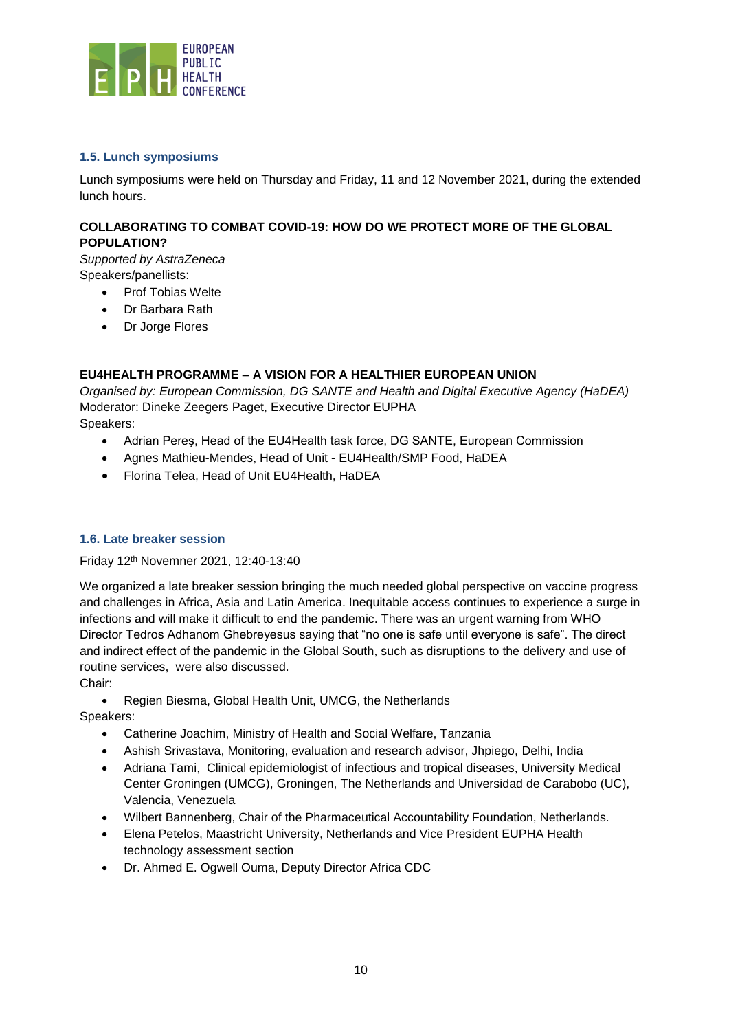### 1.5. Lunch symposiums

Lunch symposiums were held on Thursday and Friday, 11 and 12 November 2021, during the extended lunch hours.

**COLLABORATING TO COMBAT COVID-19: HOW DO WE PROTECT MORE OF THE GLOBAL POPULATION?**

*Supported by AstraZeneca*

Speakers/panellists:

- Prof Tobias Welte
- Dr Barbara Rath
- Dr Jorge Flores

**EU4HEALTH PROGRAMME – A VISION FOR A HEALTHIER EUROPEAN UNION**

*Organised by: European Commission, DG SANTE and Health and Digital Executive Agency (HaDEA)*

Moderator: Dineke Zeegers Paget, Executive Director EUPHA

Speakers:

- Adrian Pereş, Head of the EU4Health task force, DG SANTE, European Commission
- Agnes Mathieu-Mendes, Head of Unit - EU4Health/SMP Food, HaDEA
- Florina Telea, Head of Unit EU4Health, HaDEA

### 1.6. Late breaker session

Friday 12th Novemner 2021, 12:40-13:40

We organized a late breaker session bringing the much needed global perspective on vaccine progress and challenges in Africa, Asia and Latin America. Inequitable access continues to experience a surge in infections and will make it difficult to end the pandemic. There was an urgent warning from WHO Director Tedros Adhanom Ghebreyesus saying that "no one is safe until everyone is safe". The direct and indirect effect of the pandemic in the Global South, such as disruptions to the delivery and use of routine services, were also discussed.

Chair:

- Regien Biesma, Global Health Unit, UMCG, the Netherlands

Speakers:

- Catherine Joachim, Ministry of Health and Social Welfare, Tanzania
- Ashish Srivastava, Monitoring, evaluation and research advisor, Jhpiego, Delhi, India
- Adriana Tami, Clinical epidemiologist of infectious and tropical diseases, University Medical Center Groningen (UMCG), Groningen, The Netherlands and Universidad de Carabobo (UC), Valencia, Venezuela
- Wilbert Bannenberg, Chair of the Pharmaceutical Accountability Foundation, Netherlands.
- Elena Petelos, Maastricht University, Netherlands and Vice President EUPHA Health technology assessment section
- Dr. Ahmed E. Ogwell Ouma, Deputy Director Africa CDC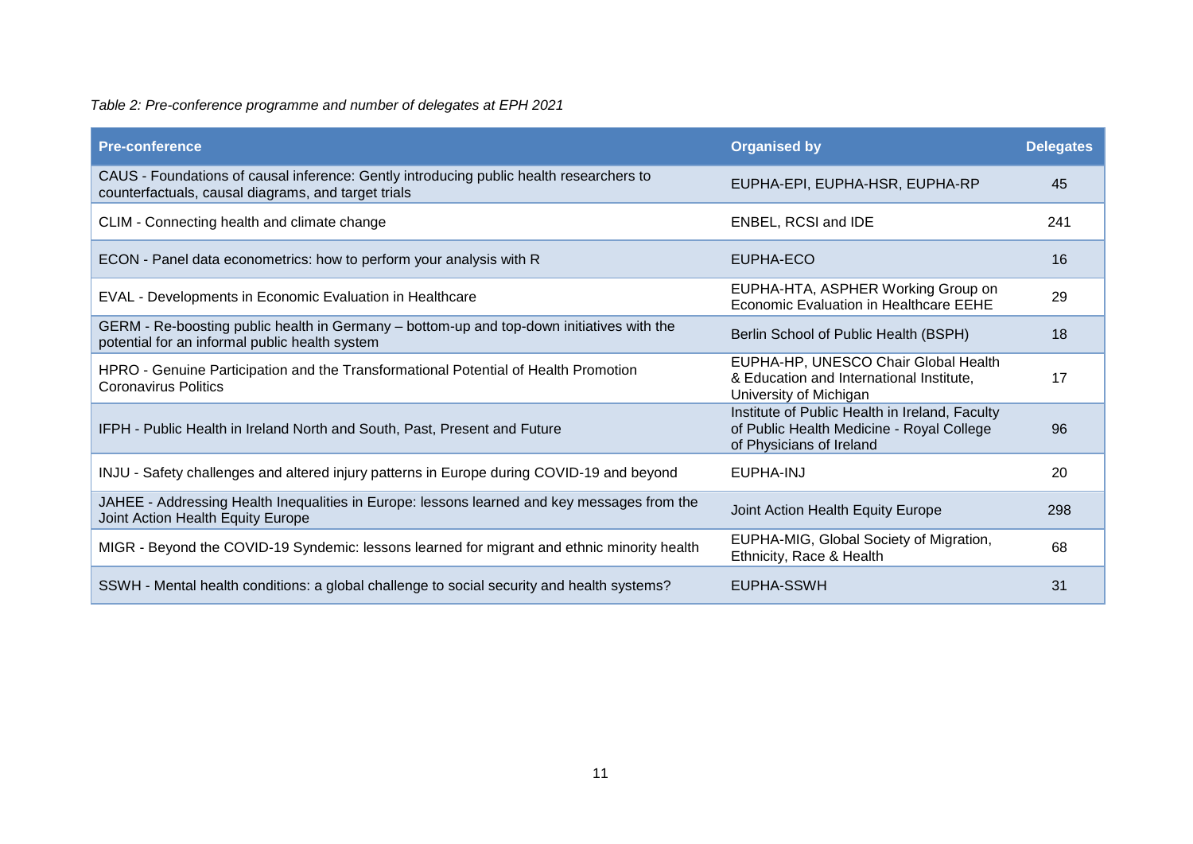*Table 2: Pre-conference programme and number of delegates at EPH 2021*

| Pre-conference | Organised by | Delegates |
|---|---|---|
| CAUS - Foundations of causal inference: Gently introducing public health researchers to counterfactuals, causal diagrams, and target trials | EUPHA-EPI, EUPHA-HSR, EUPHA-RP | 45 |
| CLIM - Connecting health and climate change | ENBEL, RCSI and IDE | 241 |
| ECON - Panel data econometrics: how to perform your analysis with R | EUPHA-ECO | 16 |
| EVAL - Developments in Economic Evaluation in Healthcare | EUPHA-HTA, ASPHER Working Group on Economic Evaluation in Healthcare EEHE | 29 |
| GERM - Re-boosting public health in Germany – bottom-up and top-down initiatives with the potential for an informal public health system | Berlin School of Public Health (BSPH) | 18 |
| HPRO - Genuine Participation and the Transformational Potential of Health Promotion Coronavirus Politics | EUPHA-HP, UNESCO Chair Global Health & Education and International Institute, University of Michigan | 17 |
| IFPH - Public Health in Ireland North and South, Past, Present and Future | Institute of Public Health in Ireland, Faculty of Public Health Medicine - Royal College of Physicians of Ireland | 96 |
| INJU - Safety challenges and altered injury patterns in Europe during COVID-19 and beyond | EUPHA-INJ | 20 |
| JAHEE - Addressing Health Inequalities in Europe: lessons learned and key messages from the Joint Action Health Equity Europe | Joint Action Health Equity Europe | 298 |
| MIGR - Beyond the COVID-19 Syndemic: lessons learned for migrant and ethnic minority health | EUPHA-MIG, Global Society of Migration, Ethnicity, Race & Health | 68 |
| SSWH - Mental health conditions: a global challenge to social security and health systems? | EUPHA-SSWH | 31 |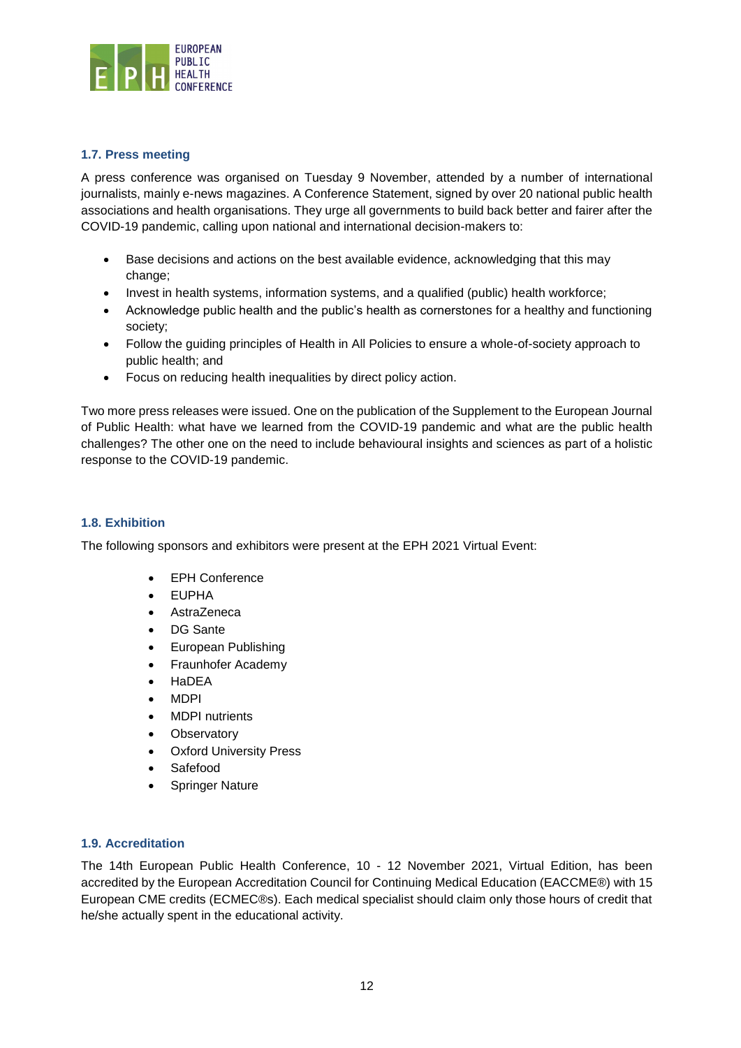### 1.7. Press meeting

A press conference was organised on Tuesday 9 November, attended by a number of international journalists, mainly e-news magazines. A Conference Statement, signed by over 20 national public health associations and health organisations. They urge all governments to build back better and fairer after the COVID-19 pandemic, calling upon national and international decision-makers to:

- Base decisions and actions on the best available evidence, acknowledging that this may change;
- Invest in health systems, information systems, and a qualified (public) health workforce;
- Acknowledge public health and the public's health as cornerstones for a healthy and functioning society;
- Follow the guiding principles of Health in All Policies to ensure a whole-of-society approach to public health; and
- Focus on reducing health inequalities by direct policy action.

Two more press releases were issued. One on the publication of the Supplement to the European Journal of Public Health: what have we learned from the COVID-19 pandemic and what are the public health challenges? The other one on the need to include behavioural insights and sciences as part of a holistic response to the COVID-19 pandemic.

### 1.8. Exhibition

The following sponsors and exhibitors were present at the EPH 2021 Virtual Event:

- EPH Conference
- EUPHA
- AstraZeneca
- DG Sante
- European Publishing
- Fraunhofer Academy
- HaDEA
- MDPI
- MDPI nutrients
- Observatory
- Oxford University Press
- Safefood
- Springer Nature

### 1.9. Accreditation

The 14th European Public Health Conference, 10 - 12 November 2021, Virtual Edition, has been accredited by the European Accreditation Council for Continuing Medical Education (EACCME®) with 15 European CME credits (ECMEC®s). Each medical specialist should claim only those hours of credit that he/she actually spent in the educational activity.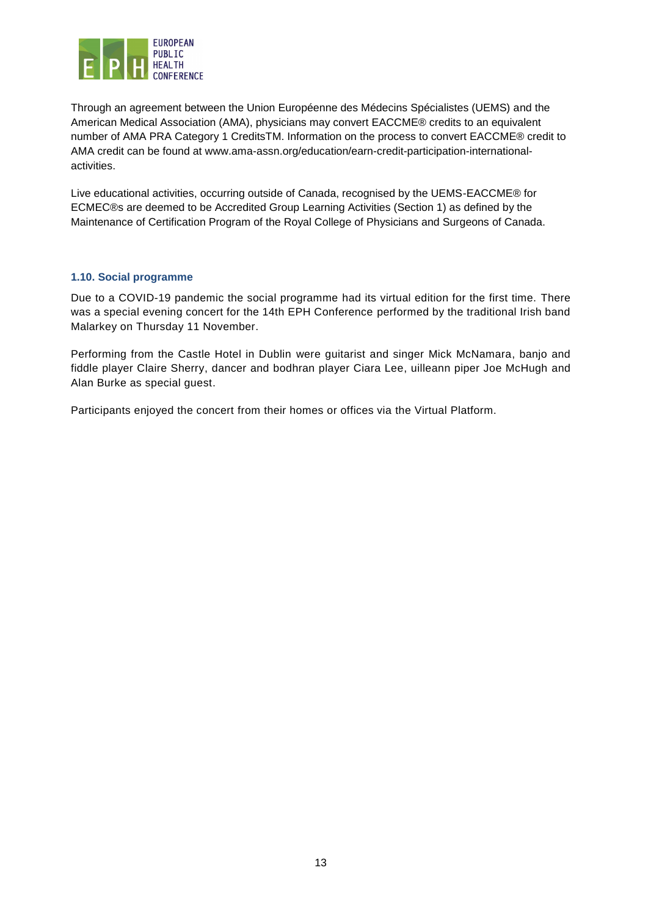Through an agreement between the Union Européenne des Médecins Spécialistes (UEMS) and the American Medical Association (AMA), physicians may convert EACCME® credits to an equivalent number of AMA PRA Category 1 CreditsTM. Information on the process to convert EACCME® credit to AMA credit can be found at www.ama-assn.org/education/earn-credit-participation-international-activities.

Live educational activities, occurring outside of Canada, recognised by the UEMS-EACCME® for ECMEC®s are deemed to be Accredited Group Learning Activities (Section 1) as defined by the Maintenance of Certification Program of the Royal College of Physicians and Surgeons of Canada.

### 1.10. Social programme

Due to a COVID-19 pandemic the social programme had its virtual edition for the first time. There was a special evening concert for the 14th EPH Conference performed by the traditional Irish band Malarkey on Thursday 11 November.

Performing from the Castle Hotel in Dublin were guitarist and singer Mick McNamara, banjo and fiddle player Claire Sherry, dancer and bodhran player Ciara Lee, uilleann piper Joe McHugh and Alan Burke as special guest.

Participants enjoyed the concert from their homes or offices via the Virtual Platform.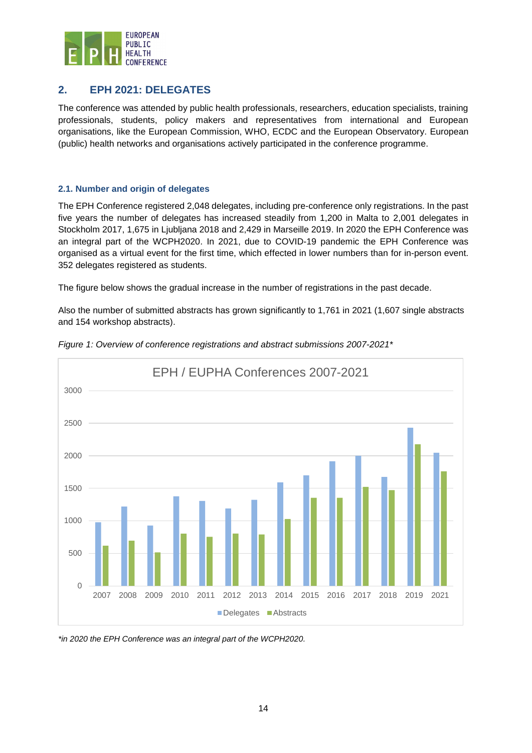## 2. EPH 2021: DELEGATES

The conference was attended by public health professionals, researchers, education specialists, training professionals, students, policy makers and representatives from international and European organisations, like the European Commission, WHO, ECDC and the European Observatory. European (public) health networks and organisations actively participated in the conference programme.

### 2.1. Number and origin of delegates

The EPH Conference registered 2,048 delegates, including pre-conference only registrations. In the past five years the number of delegates has increased steadily from 1,200 in Malta to 2,001 delegates in Stockholm 2017, 1,675 in Ljubljana 2018 and 2,429 in Marseille 2019. In 2020 the EPH Conference was an integral part of the WCPH2020. In 2021, due to COVID-19 pandemic the EPH Conference was organised as a virtual event for the first time, which effected in lower numbers than for in-person event. 352 delegates registered as students.

The figure below shows the gradual increase in the number of registrations in the past decade.

Also the number of submitted abstracts has grown significantly to 1,761 in 2021 (1,607 single abstracts and 154 workshop abstracts).

*Figure 1: Overview of conference registrations and abstract submissions 2007-2021\**

EPH / EUPHA Conferences 2007-2021

*\*in 2020 the EPH Conference was an integral part of the WCPH2020.*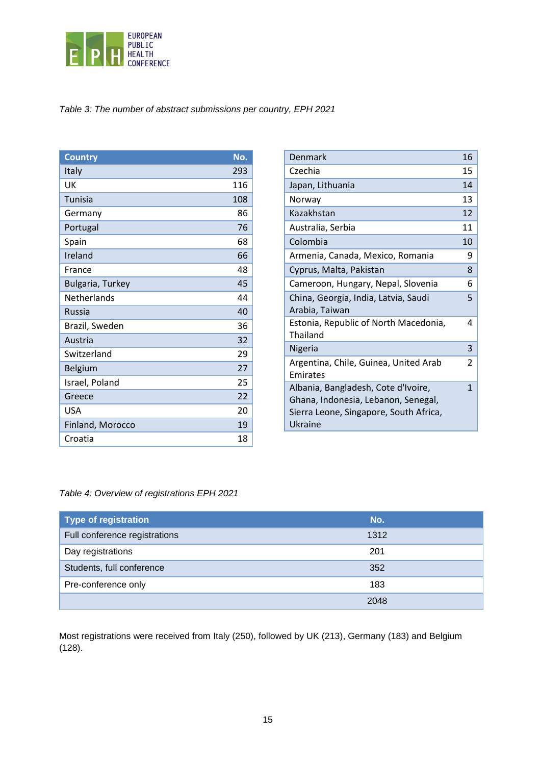*Table 3: The number of abstract submissions per country, EPH 2021*

| Country | No. |
|---|---|
| Italy | 293 |
| UK | 116 |
| Tunisia | 108 |
| Germany | 86 |
| Portugal | 76 |
| Spain | 68 |
| Ireland | 66 |
| France | 48 |
| Bulgaria, Turkey | 45 |
| Netherlands | 44 |
| Russia | 40 |
| Brazil, Sweden | 36 |
| Austria | 32 |
| Switzerland | 29 |
| Belgium | 27 |
| Israel, Poland | 25 |
| Greece | 22 |
| USA | 20 |
| Finland, Morocco | 19 |
| Croatia | 18 |
| Denmark | 16 |
| Czechia | 15 |
| Japan, Lithuania | 14 |
| Norway | 13 |
| Kazakhstan | 12 |
| Australia, Serbia | 11 |
| Colombia | 10 |
| Armenia, Canada, Mexico, Romania | 9 |
| Cyprus, Malta, Pakistan | 8 |
| Cameroon, Hungary, Nepal, Slovenia | 6 |
| China, Georgia, India, Latvia, Saudi Arabia, Taiwan | 5 |
| Estonia, Republic of North Macedonia, Thailand | 4 |
| Nigeria | 3 |
| Argentina, Chile, Guinea, United Arab Emirates | 2 |
| Albania, Bangladesh, Cote d'Ivoire, Ghana, Indonesia, Lebanon, Senegal, Sierra Leone, Singapore, South Africa, Ukraine | 1 |

*Table 4: Overview of registrations EPH 2021*

| Type of registration | No. |
|---|---|
| Full conference registrations | 1312 |
| Day registrations | 201 |
| Students, full conference | 352 |
| Pre-conference only | 183 |
| | 2048 |

Most registrations were received from Italy (250), followed by UK (213), Germany (183) and Belgium (128).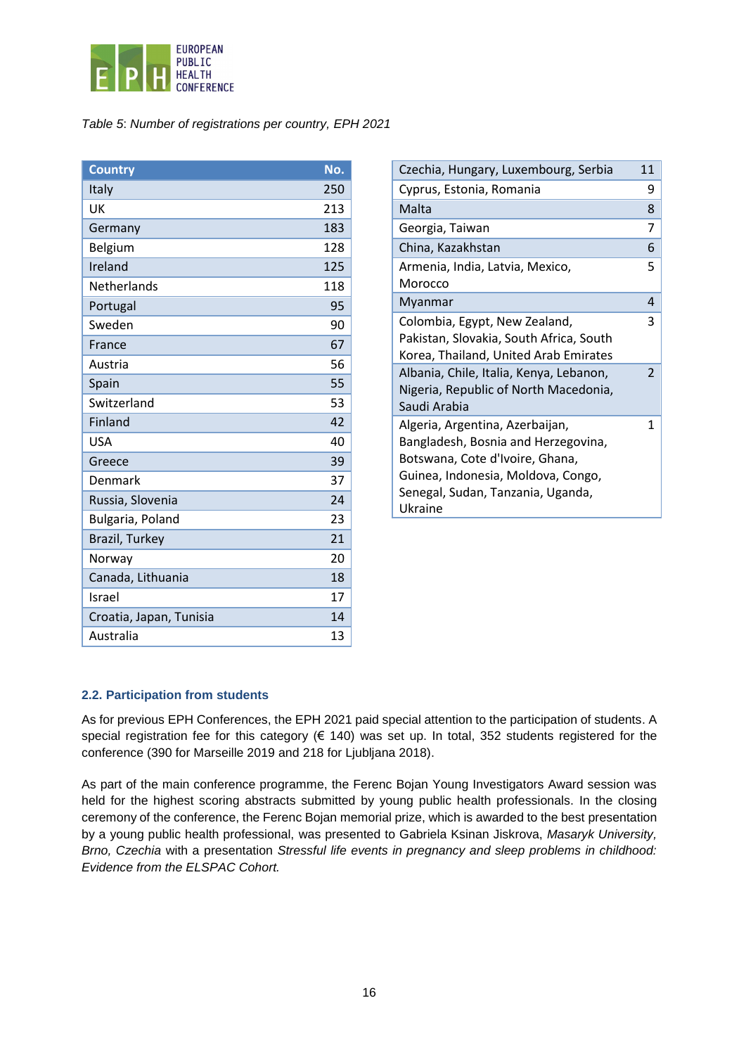*Table 5: Number of registrations per country, EPH 2021*

| Country | No. |
|---|---|
| Italy | 250 |
| UK | 213 |
| Germany | 183 |
| Belgium | 128 |
| Ireland | 125 |
| Netherlands | 118 |
| Portugal | 95 |
| Sweden | 90 |
| France | 67 |
| Austria | 56 |
| Spain | 55 |
| Switzerland | 53 |
| Finland | 42 |
| USA | 40 |
| Greece | 39 |
| Denmark | 37 |
| Russia, Slovenia | 24 |
| Bulgaria, Poland | 23 |
| Brazil, Turkey | 21 |
| Norway | 20 |
| Canada, Lithuania | 18 |
| Israel | 17 |
| Croatia, Japan, Tunisia | 14 |
| Australia | 13 |
| Czechia, Hungary, Luxembourg, Serbia | 11 |
| Cyprus, Estonia, Romania | 9 |
| Malta | 8 |
| Georgia, Taiwan | 7 |
| China, Kazakhstan | 6 |
| Armenia, India, Latvia, Mexico, Morocco | 5 |
| Myanmar | 4 |
| Colombia, Egypt, New Zealand, Pakistan, Slovakia, South Africa, South Korea, Thailand, United Arab Emirates | 3 |
| Albania, Chile, Italia, Kenya, Lebanon, Nigeria, Republic of North Macedonia, Saudi Arabia | 2 |
| Algeria, Argentina, Azerbaijan, Bangladesh, Bosnia and Herzegovina, Botswana, Cote d'Ivoire, Ghana, Guinea, Indonesia, Moldova, Congo, Senegal, Sudan, Tanzania, Uganda, Ukraine | 1 |

### 2.2. Participation from students

As for previous EPH Conferences, the EPH 2021 paid special attention to the participation of students. A special registration fee for this category (€ 140) was set up. In total, 352 students registered for the conference (390 for Marseille 2019 and 218 for Ljubljana 2018).

As part of the main conference programme, the Ferenc Bojan Young Investigators Award session was held for the highest scoring abstracts submitted by young public health professionals. In the closing ceremony of the conference, the Ferenc Bojan memorial prize, which is awarded to the best presentation by a young public health professional, was presented to Gabriela Ksinan Jiskrova, *Masaryk University, Brno, Czechia* with a presentation *Stressful life events in pregnancy and sleep problems in childhood: Evidence from the ELSPAC Cohort.*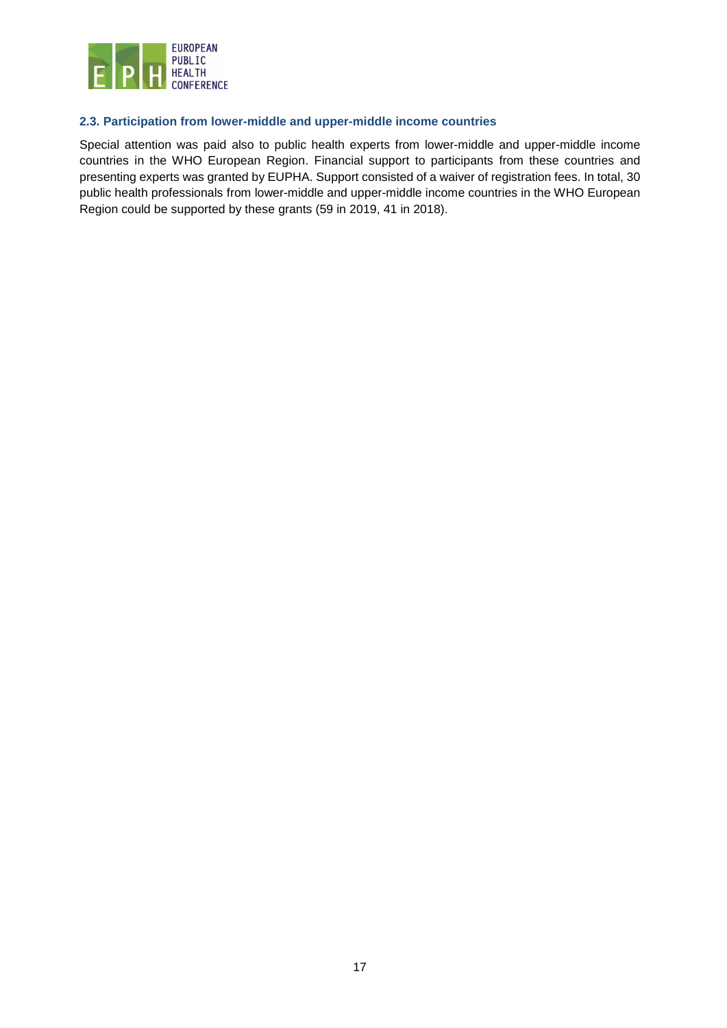### 2.3. Participation from lower-middle and upper-middle income countries

Special attention was paid also to public health experts from lower-middle and upper-middle income countries in the WHO European Region. Financial support to participants from these countries and presenting experts was granted by EUPHA. Support consisted of a waiver of registration fees. In total, 30 public health professionals from lower-middle and upper-middle income countries in the WHO European Region could be supported by these grants (59 in 2019, 41 in 2018).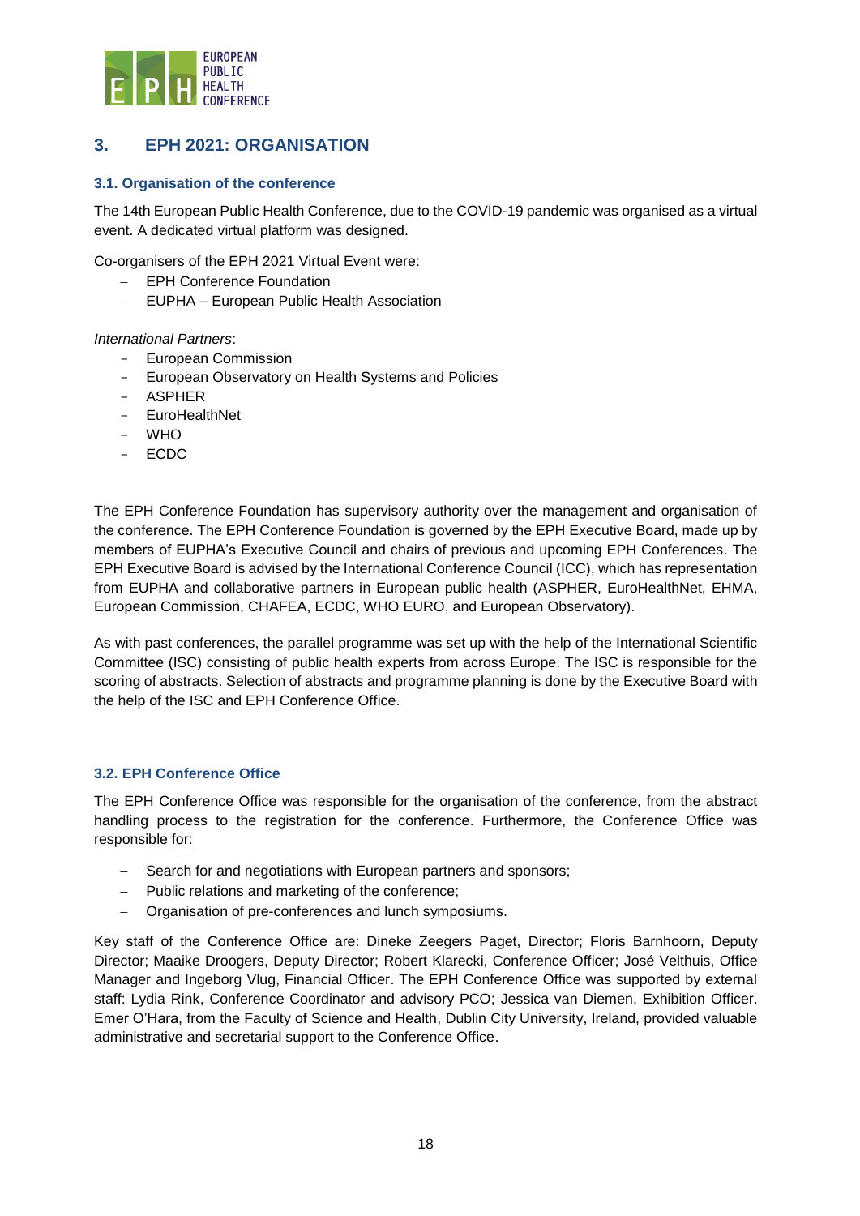## 3. EPH 2021: ORGANISATION

### 3.1. Organisation of the conference

The 14th European Public Health Conference, due to the COVID-19 pandemic was organised as a virtual event. A dedicated virtual platform was designed.

Co-organisers of the EPH 2021 Virtual Event were:

- EPH Conference Foundation
- EUPHA – European Public Health Association

*International Partners*:

- European Commission
- European Observatory on Health Systems and Policies
- ASPHER
- EuroHealthNet
- WHO
- ECDC

The EPH Conference Foundation has supervisory authority over the management and organisation of the conference. The EPH Conference Foundation is governed by the EPH Executive Board, made up by members of EUPHA's Executive Council and chairs of previous and upcoming EPH Conferences. The EPH Executive Board is advised by the International Conference Council (ICC), which has representation from EUPHA and collaborative partners in European public health (ASPHER, EuroHealthNet, EHMA, European Commission, CHAFEA, ECDC, WHO EURO, and European Observatory).

As with past conferences, the parallel programme was set up with the help of the International Scientific Committee (ISC) consisting of public health experts from across Europe. The ISC is responsible for the scoring of abstracts. Selection of abstracts and programme planning is done by the Executive Board with the help of the ISC and EPH Conference Office.

### 3.2. EPH Conference Office

The EPH Conference Office was responsible for the organisation of the conference, from the abstract handling process to the registration for the conference. Furthermore, the Conference Office was responsible for:

- Search for and negotiations with European partners and sponsors;
- Public relations and marketing of the conference;
- Organisation of pre-conferences and lunch symposiums.

Key staff of the Conference Office are: Dineke Zeegers Paget, Director; Floris Barnhoorn, Deputy Director; Maaike Droogers, Deputy Director; Robert Klarecki, Conference Officer; José Velthuis, Office Manager and Ingeborg Vlug, Financial Officer. The EPH Conference Office was supported by external staff: Lydia Rink, Conference Coordinator and advisory PCO; Jessica van Diemen, Exhibition Officer. Emer O'Hara, from the Faculty of Science and Health, Dublin City University, Ireland, provided valuable administrative and secretarial support to the Conference Office.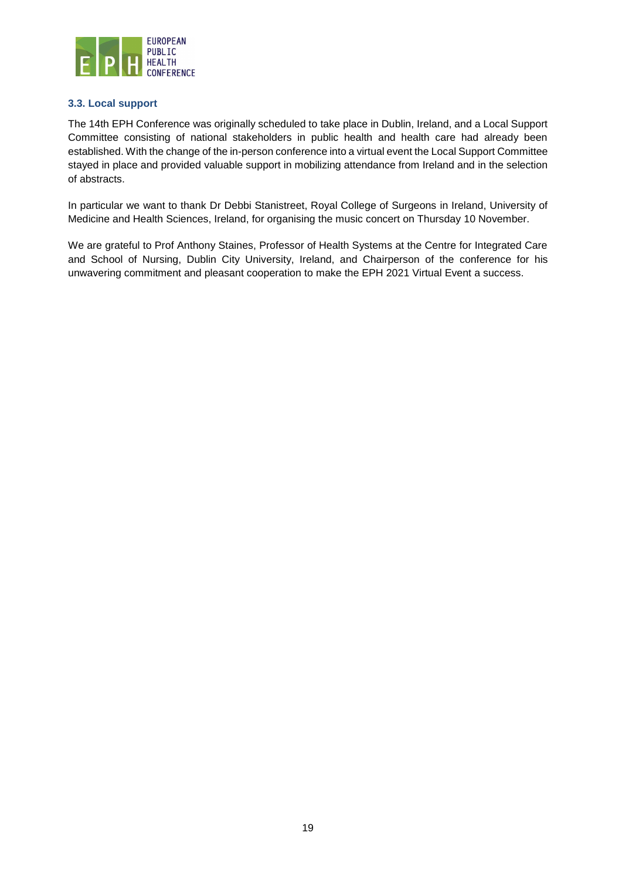### 3.3. Local support

The 14th EPH Conference was originally scheduled to take place in Dublin, Ireland, and a Local Support Committee consisting of national stakeholders in public health and health care had already been established. With the change of the in-person conference into a virtual event the Local Support Committee stayed in place and provided valuable support in mobilizing attendance from Ireland and in the selection of abstracts.

In particular we want to thank Dr Debbi Stanistreet, Royal College of Surgeons in Ireland, University of Medicine and Health Sciences, Ireland, for organising the music concert on Thursday 10 November.

We are grateful to Prof Anthony Staines, Professor of Health Systems at the Centre for Integrated Care and School of Nursing, Dublin City University, Ireland, and Chairperson of the conference for his unwavering commitment and pleasant cooperation to make the EPH 2021 Virtual Event a success.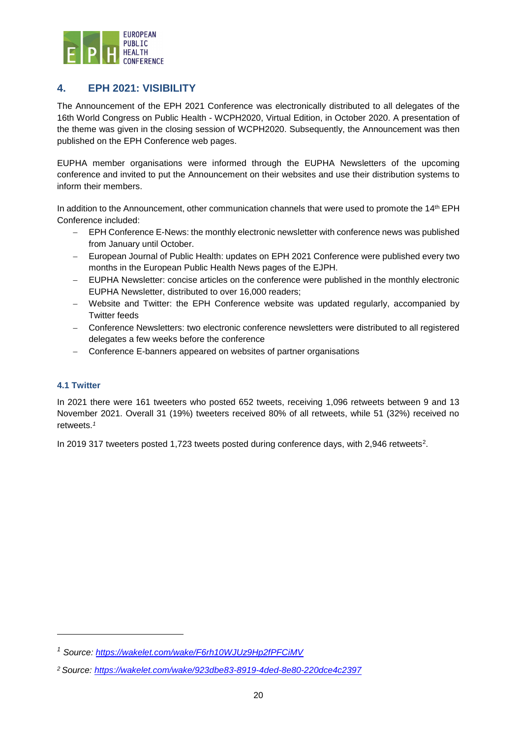## 4. EPH 2021: VISIBILITY

The Announcement of the EPH 2021 Conference was electronically distributed to all delegates of the 16th World Congress on Public Health - WCPH2020, Virtual Edition, in October 2020. A presentation of the theme was given in the closing session of WCPH2020. Subsequently, the Announcement was then published on the EPH Conference web pages.

EUPHA member organisations were informed through the EUPHA Newsletters of the upcoming conference and invited to put the Announcement on their websites and use their distribution systems to inform their members.

In addition to the Announcement, other communication channels that were used to promote the 14th EPH Conference included:

- EPH Conference E-News: the monthly electronic newsletter with conference news was published from January until October.
- European Journal of Public Health: updates on EPH 2021 Conference were published every two months in the European Public Health News pages of the EJPH.
- EUPHA Newsletter: concise articles on the conference were published in the monthly electronic EUPHA Newsletter, distributed to over 16,000 readers;
- Website and Twitter: the EPH Conference website was updated regularly, accompanied by Twitter feeds
- Conference Newsletters: two electronic conference newsletters were distributed to all registered delegates a few weeks before the conference
- Conference E-banners appeared on websites of partner organisations

### 4.1 Twitter

In 2021 there were 161 tweeters who posted 652 tweets, receiving 1,096 retweets between 9 and 13 November 2021. Overall 31 (19%) tweeters received 80% of all retweets, while 51 (32%) received no retweets.[1]

In 2019 317 tweeters posted 1,723 tweets posted during conference days, with 2,946 retweets[2].

---

[1] *Source: https://wakelet.com/wake/F6rh10WJUz9Hp2fPFCiMV*

[2] *Source: https://wakelet.com/wake/923dbe83-8919-4ded-8e80-220dce4c2397*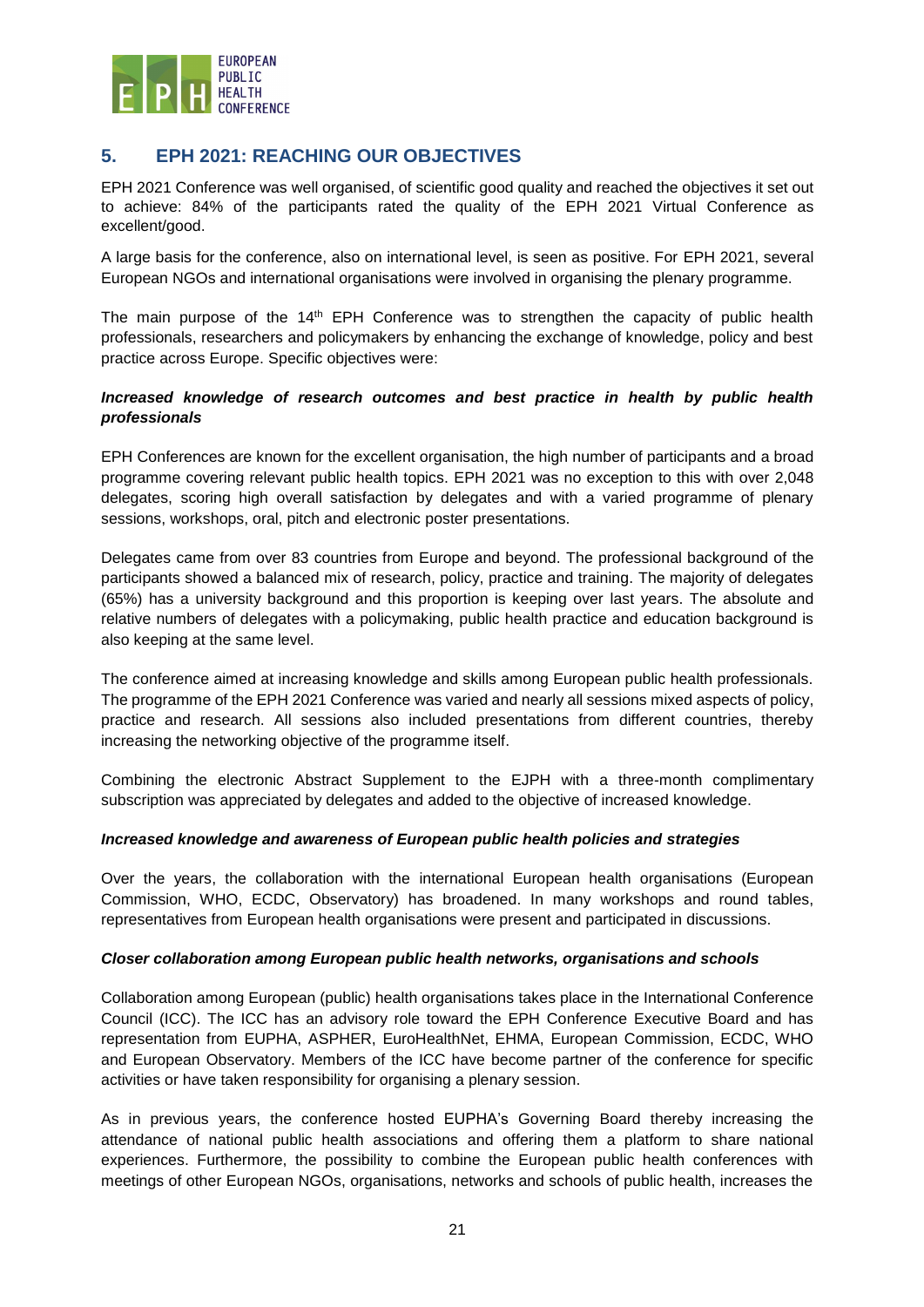## 5. EPH 2021: REACHING OUR OBJECTIVES

EPH 2021 Conference was well organised, of scientific good quality and reached the objectives it set out to achieve: 84% of the participants rated the quality of the EPH 2021 Virtual Conference as excellent/good.

A large basis for the conference, also on international level, is seen as positive. For EPH 2021, several European NGOs and international organisations were involved in organising the plenary programme.

The main purpose of the 14th EPH Conference was to strengthen the capacity of public health professionals, researchers and policymakers by enhancing the exchange of knowledge, policy and best practice across Europe. Specific objectives were:

***Increased knowledge of research outcomes and best practice in health by public health professionals***

EPH Conferences are known for the excellent organisation, the high number of participants and a broad programme covering relevant public health topics. EPH 2021 was no exception to this with over 2,048 delegates, scoring high overall satisfaction by delegates and with a varied programme of plenary sessions, workshops, oral, pitch and electronic poster presentations.

Delegates came from over 83 countries from Europe and beyond. The professional background of the participants showed a balanced mix of research, policy, practice and training. The majority of delegates (65%) has a university background and this proportion is keeping over last years. The absolute and relative numbers of delegates with a policymaking, public health practice and education background is also keeping at the same level.

The conference aimed at increasing knowledge and skills among European public health professionals. The programme of the EPH 2021 Conference was varied and nearly all sessions mixed aspects of policy, practice and research. All sessions also included presentations from different countries, thereby increasing the networking objective of the programme itself.

Combining the electronic Abstract Supplement to the EJPH with a three-month complimentary subscription was appreciated by delegates and added to the objective of increased knowledge.

***Increased knowledge and awareness of European public health policies and strategies***

Over the years, the collaboration with the international European health organisations (European Commission, WHO, ECDC, Observatory) has broadened. In many workshops and round tables, representatives from European health organisations were present and participated in discussions.

***Closer collaboration among European public health networks, organisations and schools***

Collaboration among European (public) health organisations takes place in the International Conference Council (ICC). The ICC has an advisory role toward the EPH Conference Executive Board and has representation from EUPHA, ASPHER, EuroHealthNet, EHMA, European Commission, ECDC, WHO and European Observatory. Members of the ICC have become partner of the conference for specific activities or have taken responsibility for organising a plenary session.

As in previous years, the conference hosted EUPHA's Governing Board thereby increasing the attendance of national public health associations and offering them a platform to share national experiences. Furthermore, the possibility to combine the European public health conferences with meetings of other European NGOs, organisations, networks and schools of public health, increases the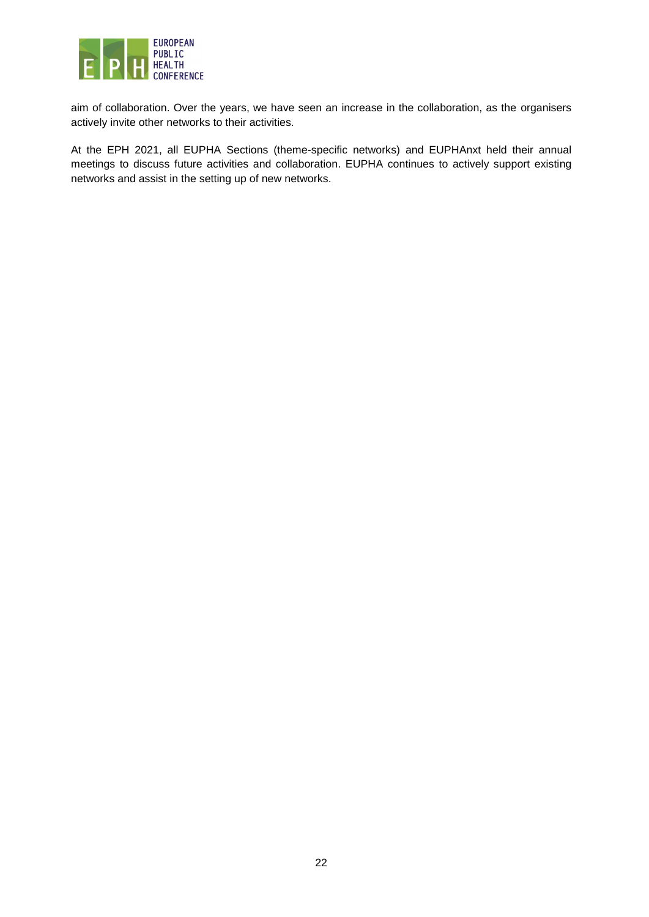aim of collaboration. Over the years, we have seen an increase in the collaboration, as the organisers actively invite other networks to their activities.

At the EPH 2021, all EUPHA Sections (theme-specific networks) and EUPHAnxt held their annual meetings to discuss future activities and collaboration. EUPHA continues to actively support existing networks and assist in the setting up of new networks.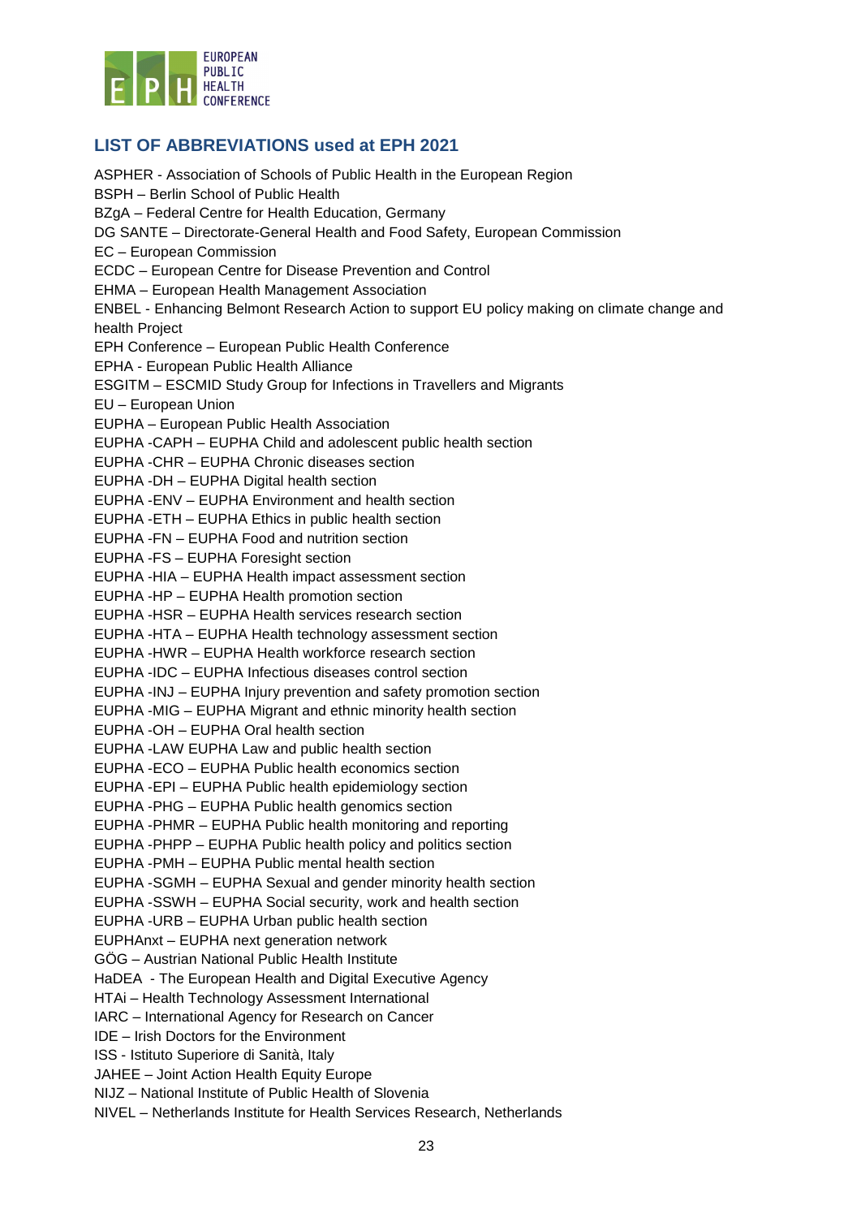## LIST OF ABBREVIATIONS used at EPH 2021

ASPHER - Association of Schools of Public Health in the European Region
BSPH – Berlin School of Public Health
BZgA – Federal Centre for Health Education, Germany
DG SANTE – Directorate-General Health and Food Safety, European Commission
EC – European Commission
ECDC – European Centre for Disease Prevention and Control
EHMA – European Health Management Association
ENBEL - Enhancing Belmont Research Action to support EU policy making on climate change and health Project
EPH Conference – European Public Health Conference
EPHA - European Public Health Alliance
ESGITM – ESCMID Study Group for Infections in Travellers and Migrants
EU – European Union
EUPHA – European Public Health Association
EUPHA -CAPH – EUPHA Child and adolescent public health section
EUPHA -CHR – EUPHA Chronic diseases section
EUPHA -DH – EUPHA Digital health section
EUPHA -ENV – EUPHA Environment and health section
EUPHA -ETH – EUPHA Ethics in public health section
EUPHA -FN – EUPHA Food and nutrition section
EUPHA -FS – EUPHA Foresight section
EUPHA -HIA – EUPHA Health impact assessment section
EUPHA -HP – EUPHA Health promotion section
EUPHA -HSR – EUPHA Health services research section
EUPHA -HTA – EUPHA Health technology assessment section
EUPHA -HWR – EUPHA Health workforce research section
EUPHA -IDC – EUPHA Infectious diseases control section
EUPHA -INJ – EUPHA Injury prevention and safety promotion section
EUPHA -MIG – EUPHA Migrant and ethnic minority health section
EUPHA -OH – EUPHA Oral health section
EUPHA -LAW EUPHA Law and public health section
EUPHA -ECO – EUPHA Public health economics section
EUPHA -EPI – EUPHA Public health epidemiology section
EUPHA -PHG – EUPHA Public health genomics section
EUPHA -PHMR – EUPHA Public health monitoring and reporting
EUPHA -PHPP – EUPHA Public health policy and politics section
EUPHA -PMH – EUPHA Public mental health section
EUPHA -SGMH – EUPHA Sexual and gender minority health section
EUPHA -SSWH – EUPHA Social security, work and health section
EUPHA -URB – EUPHA Urban public health section
EUPHAnxt – EUPHA next generation network
GÖG – Austrian National Public Health Institute
HaDEA - The European Health and Digital Executive Agency
HTAi – Health Technology Assessment International
IARC – International Agency for Research on Cancer
IDE – Irish Doctors for the Environment
ISS - Istituto Superiore di Sanità, Italy
JAHEE – Joint Action Health Equity Europe
NIJZ – National Institute of Public Health of Slovenia
NIVEL – Netherlands Institute for Health Services Research, Netherlands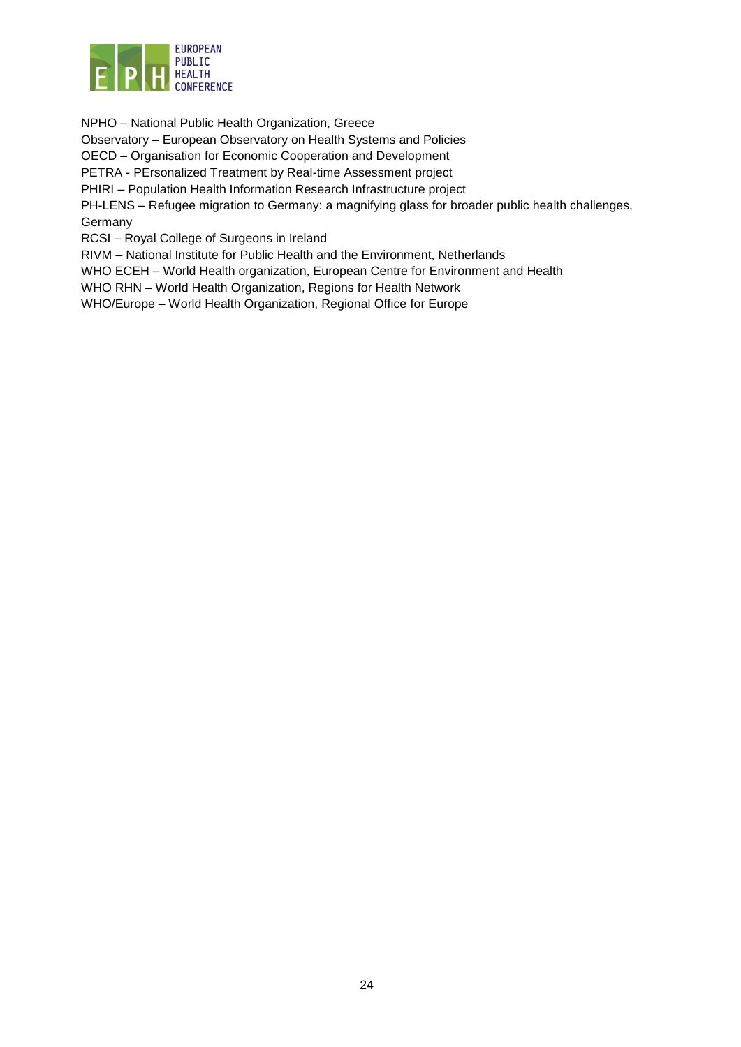NPHO – National Public Health Organization, Greece

Observatory – European Observatory on Health Systems and Policies

OECD – Organisation for Economic Cooperation and Development

PETRA - PErsonalized Treatment by Real-time Assessment project

PHIRI – Population Health Information Research Infrastructure project

PH-LENS – Refugee migration to Germany: a magnifying glass for broader public health challenges, Germany

RCSI – Royal College of Surgeons in Ireland

RIVM – National Institute for Public Health and the Environment, Netherlands

WHO ECEH – World Health organization, European Centre for Environment and Health

WHO RHN – World Health Organization, Regions for Health Network

WHO/Europe – World Health Organization, Regional Office for Europe